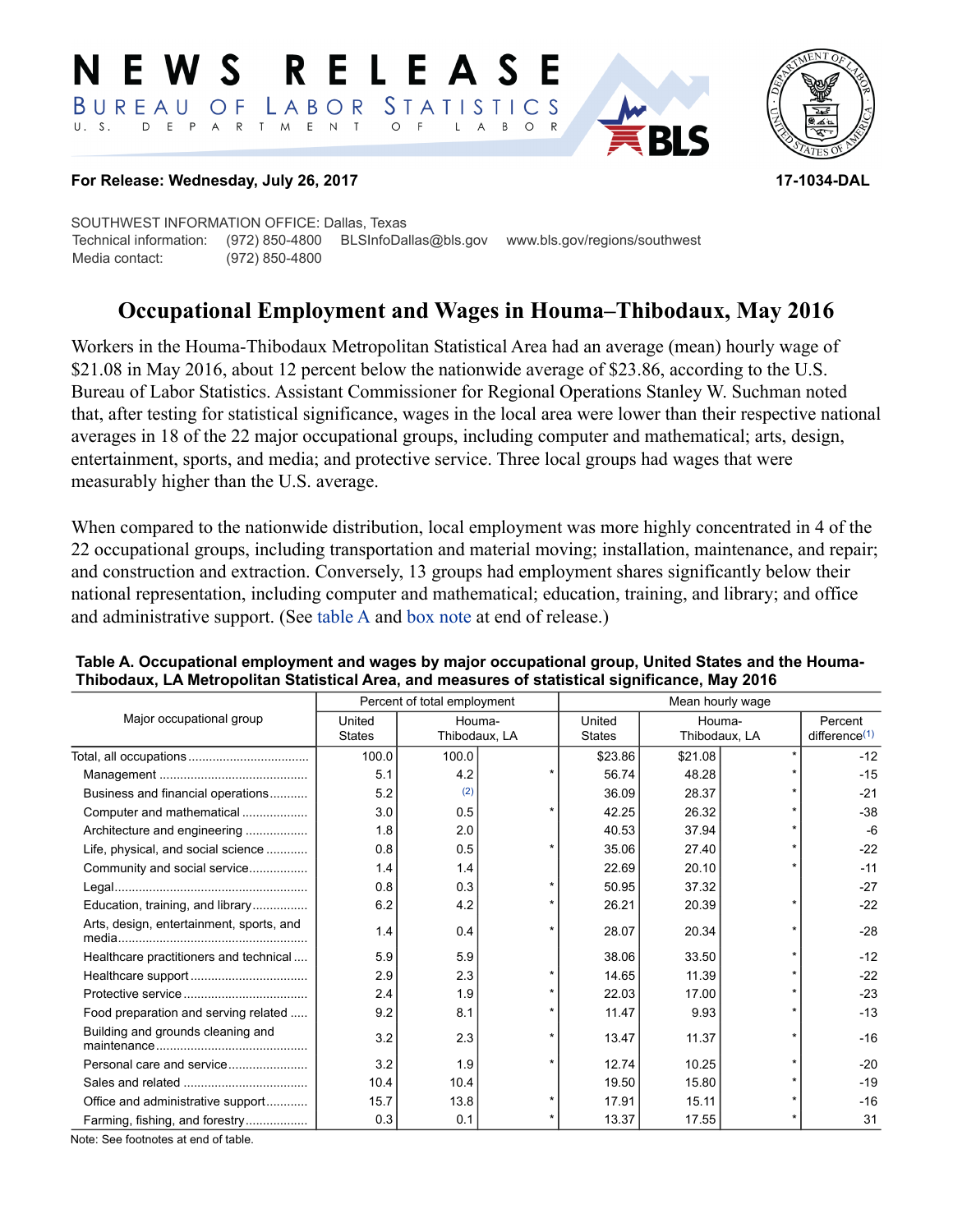# NEWS RELEASE

BUREAU OF LABOR STATISTICS

U. S. DEPARTMENT OF LABOR

**For Release: Wednesday, July 26, 2017** **17-1034-DAL**

SOUTHWEST INFORMATION OFFICE: Dallas, Texas
Technical information: (972) 850-4800 BLSInfoDallas@bls.gov www.bls.gov/regions/southwest
Media contact: (972) 850-4800

## Occupational Employment and Wages in Houma–Thibodaux, May 2016

Workers in the Houma-Thibodaux Metropolitan Statistical Area had an average (mean) hourly wage of $21.08 in May 2016, about 12 percent below the nationwide average of $23.86, according to the U.S. Bureau of Labor Statistics. Assistant Commissioner for Regional Operations Stanley W. Suchman noted that, after testing for statistical significance, wages in the local area were lower than their respective national averages in 18 of the 22 major occupational groups, including computer and mathematical; arts, design, entertainment, sports, and media; and protective service. Three local groups had wages that were measurably higher than the U.S. average.

When compared to the nationwide distribution, local employment was more highly concentrated in 4 of the 22 occupational groups, including transportation and material moving; installation, maintenance, and repair; and construction and extraction. Conversely, 13 groups had employment shares significantly below their national representation, including computer and mathematical; education, training, and library; and office and administrative support. (See table A and box note at end of release.)

**Table A. Occupational employment and wages by major occupational group, United States and the Houma-Thibodaux, LA Metropolitan Statistical Area, and measures of statistical significance, May 2016**

| Major occupational group | Percent of total employment | | | Mean hourly wage | | | |
|---|---|---|---|---|---|---|---|
| | United States | Houma-Thibodaux, LA | | United States | Houma-Thibodaux, LA | | Percent difference(1) |
| Total, all occupations | 100.0 | 100.0 | | $23.86 | $21.08 | * | -12 |
| Management | 5.1 | 4.2 | * | 56.74 | 48.28 | * | -15 |
| Business and financial operations | 5.2 | (2) | | 36.09 | 28.37 | * | -21 |
| Computer and mathematical | 3.0 | 0.5 | * | 42.25 | 26.32 | * | -38 |
| Architecture and engineering | 1.8 | 2.0 | | 40.53 | 37.94 | * | -6 |
| Life, physical, and social science | 0.8 | 0.5 | * | 35.06 | 27.40 | * | -22 |
| Community and social service | 1.4 | 1.4 | | 22.69 | 20.10 | * | -11 |
| Legal | 0.8 | 0.3 | * | 50.95 | 37.32 | * | -27 |
| Education, training, and library | 6.2 | 4.2 | * | 26.21 | 20.39 | * | -22 |
| Arts, design, entertainment, sports, and media | 1.4 | 0.4 | * | 28.07 | 20.34 | * | -28 |
| Healthcare practitioners and technical | 5.9 | 5.9 | | 38.06 | 33.50 | * | -12 |
| Healthcare support | 2.9 | 2.3 | * | 14.65 | 11.39 | * | -22 |
| Protective service | 2.4 | 1.9 | * | 22.03 | 17.00 | * | -23 |
| Food preparation and serving related | 9.2 | 8.1 | * | 11.47 | 9.93 | * | -13 |
| Building and grounds cleaning and maintenance | 3.2 | 2.3 | * | 13.47 | 11.37 | * | -16 |
| Personal care and service | 3.2 | 1.9 | * | 12.74 | 10.25 | * | -20 |
| Sales and related | 10.4 | 10.4 | | 19.50 | 15.80 | * | -19 |
| Office and administrative support | 15.7 | 13.8 | * | 17.91 | 15.11 | * | -16 |
| Farming, fishing, and forestry | 0.3 | 0.1 | * | 13.37 | 17.55 | * | 31 |

Note: See footnotes at end of table.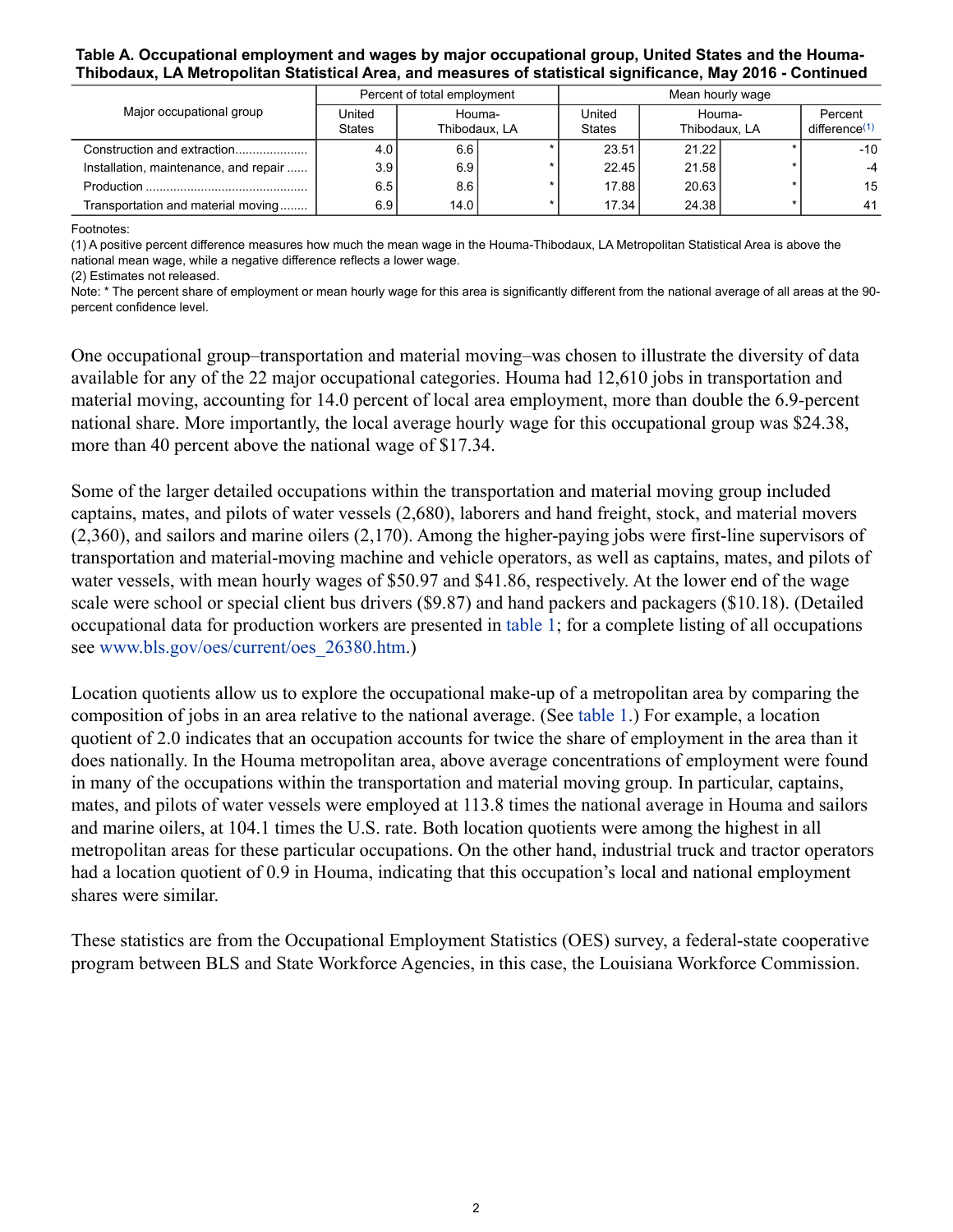**Table A. Occupational employment and wages by major occupational group, United States and the Houma-Thibodaux, LA Metropolitan Statistical Area, and measures of statistical significance, May 2016 - Continued**

| Major occupational group | Percent of total employment | | | Mean hourly wage | | | |
|---|---|---|---|---|---|---|---|
| | United States | Houma-Thibodaux, LA | | United States | Houma-Thibodaux, LA | | Percent difference(1) |
| Construction and extraction | 4.0 | 6.6 | * | 23.51 | 21.22 | * | -10 |
| Installation, maintenance, and repair | 3.9 | 6.9 | * | 22.45 | 21.58 | * | -4 |
| Production | 6.5 | 8.6 | * | 17.88 | 20.63 | * | 15 |
| Transportation and material moving | 6.9 | 14.0 | * | 17.34 | 24.38 | * | 41 |

Footnotes:
(1) A positive percent difference measures how much the mean wage in the Houma-Thibodaux, LA Metropolitan Statistical Area is above the national mean wage, while a negative difference reflects a lower wage.
(2) Estimates not released.
Note: * The percent share of employment or mean hourly wage for this area is significantly different from the national average of all areas at the 90-percent confidence level.

One occupational group–transportation and material moving–was chosen to illustrate the diversity of data available for any of the 22 major occupational categories. Houma had 12,610 jobs in transportation and material moving, accounting for 14.0 percent of local area employment, more than double the 6.9-percent national share. More importantly, the local average hourly wage for this occupational group was $24.38, more than 40 percent above the national wage of $17.34.

Some of the larger detailed occupations within the transportation and material moving group included captains, mates, and pilots of water vessels (2,680), laborers and hand freight, stock, and material movers (2,360), and sailors and marine oilers (2,170). Among the higher-paying jobs were first-line supervisors of transportation and material-moving machine and vehicle operators, as well as captains, mates, and pilots of water vessels, with mean hourly wages of $50.97 and $41.86, respectively. At the lower end of the wage scale were school or special client bus drivers ($9.87) and hand packers and packagers ($10.18). (Detailed occupational data for production workers are presented in table 1; for a complete listing of all occupations see www.bls.gov/oes/current/oes_26380.htm.)

Location quotients allow us to explore the occupational make-up of a metropolitan area by comparing the composition of jobs in an area relative to the national average. (See table 1.) For example, a location quotient of 2.0 indicates that an occupation accounts for twice the share of employment in the area than it does nationally. In the Houma metropolitan area, above average concentrations of employment were found in many of the occupations within the transportation and material moving group. In particular, captains, mates, and pilots of water vessels were employed at 113.8 times the national average in Houma and sailors and marine oilers, at 104.1 times the U.S. rate. Both location quotients were among the highest in all metropolitan areas for these particular occupations. On the other hand, industrial truck and tractor operators had a location quotient of 0.9 in Houma, indicating that this occupation's local and national employment shares were similar.

These statistics are from the Occupational Employment Statistics (OES) survey, a federal-state cooperative program between BLS and State Workforce Agencies, in this case, the Louisiana Workforce Commission.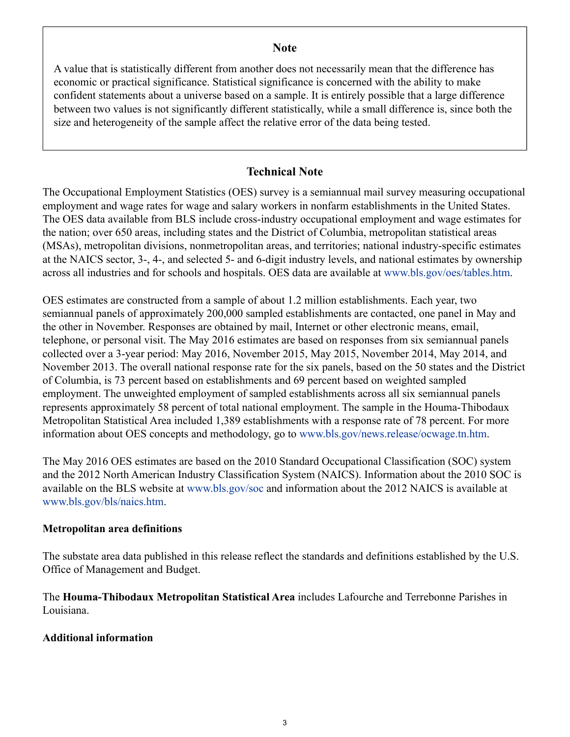### Note

A value that is statistically different from another does not necessarily mean that the difference has economic or practical significance. Statistical significance is concerned with the ability to make confident statements about a universe based on a sample. It is entirely possible that a large difference between two values is not significantly different statistically, while a small difference is, since both the size and heterogeneity of the sample affect the relative error of the data being tested.

## Technical Note

The Occupational Employment Statistics (OES) survey is a semiannual mail survey measuring occupational employment and wage rates for wage and salary workers in nonfarm establishments in the United States. The OES data available from BLS include cross-industry occupational employment and wage estimates for the nation; over 650 areas, including states and the District of Columbia, metropolitan statistical areas (MSAs), metropolitan divisions, nonmetropolitan areas, and territories; national industry-specific estimates at the NAICS sector, 3-, 4-, and selected 5- and 6-digit industry levels, and national estimates by ownership across all industries and for schools and hospitals. OES data are available at www.bls.gov/oes/tables.htm.

OES estimates are constructed from a sample of about 1.2 million establishments. Each year, two semiannual panels of approximately 200,000 sampled establishments are contacted, one panel in May and the other in November. Responses are obtained by mail, Internet or other electronic means, email, telephone, or personal visit. The May 2016 estimates are based on responses from six semiannual panels collected over a 3-year period: May 2016, November 2015, May 2015, November 2014, May 2014, and November 2013. The overall national response rate for the six panels, based on the 50 states and the District of Columbia, is 73 percent based on establishments and 69 percent based on weighted sampled employment. The unweighted employment of sampled establishments across all six semiannual panels represents approximately 58 percent of total national employment. The sample in the Houma-Thibodaux Metropolitan Statistical Area included 1,389 establishments with a response rate of 78 percent. For more information about OES concepts and methodology, go to www.bls.gov/news.release/ocwage.tn.htm.

The May 2016 OES estimates are based on the 2010 Standard Occupational Classification (SOC) system and the 2012 North American Industry Classification System (NAICS). Information about the 2010 SOC is available on the BLS website at www.bls.gov/soc and information about the 2012 NAICS is available at www.bls.gov/bls/naics.htm.

### Metropolitan area definitions

The substate area data published in this release reflect the standards and definitions established by the U.S. Office of Management and Budget.

The **Houma-Thibodaux Metropolitan Statistical Area** includes Lafourche and Terrebonne Parishes in Louisiana.

### Additional information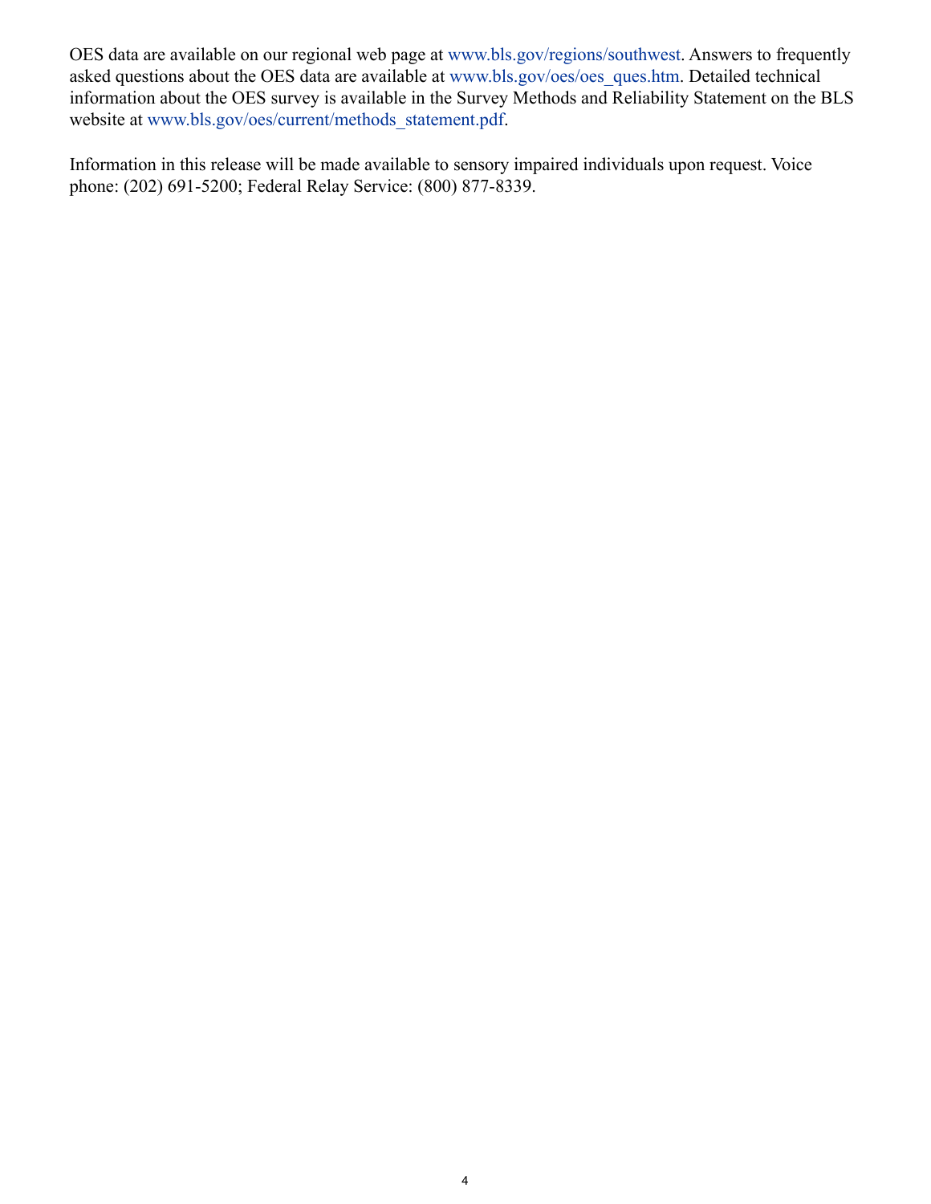OES data are available on our regional web page at www.bls.gov/regions/southwest. Answers to frequently asked questions about the OES data are available at www.bls.gov/oes/oes_ques.htm. Detailed technical information about the OES survey is available in the Survey Methods and Reliability Statement on the BLS website at www.bls.gov/oes/current/methods_statement.pdf.

Information in this release will be made available to sensory impaired individuals upon request. Voice phone: (202) 691-5200; Federal Relay Service: (800) 877-8339.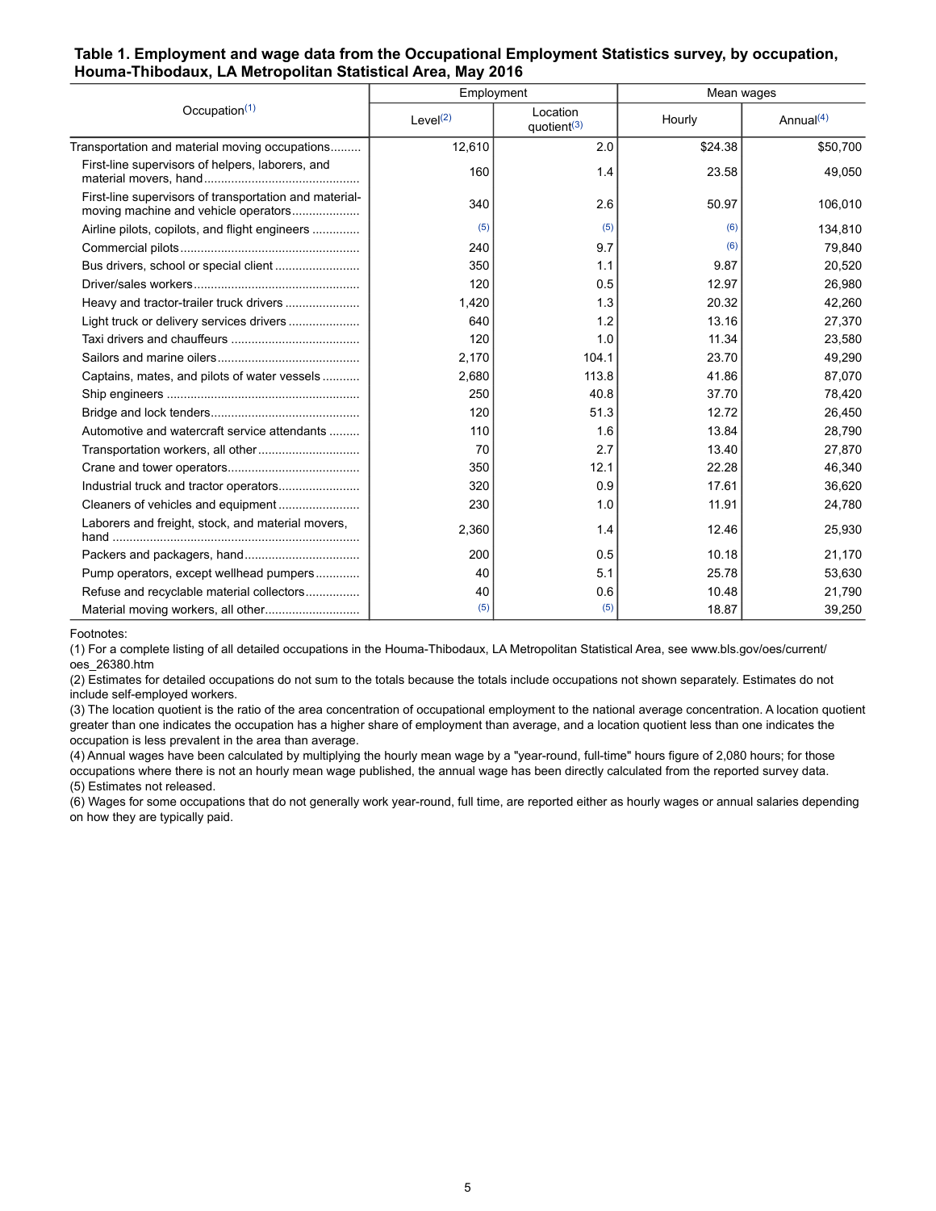**Table 1. Employment and wage data from the Occupational Employment Statistics survey, by occupation, Houma-Thibodaux, LA Metropolitan Statistical Area, May 2016**

| Occupation(1) | Employment | | Mean wages | |
|---|---|---|---|---|
| | Level(2) | Location quotient(3) | Hourly | Annual(4) |
| Transportation and material moving occupations | 12,610 | 2.0 | $24.38 | $50,700 |
| First-line supervisors of helpers, laborers, and material movers, hand | 160 | 1.4 | 23.58 | 49,050 |
| First-line supervisors of transportation and material-moving machine and vehicle operators | 340 | 2.6 | 50.97 | 106,010 |
| Airline pilots, copilots, and flight engineers | (5) | (5) | (6) | 134,810 |
| Commercial pilots | 240 | 9.7 | (6) | 79,840 |
| Bus drivers, school or special client | 350 | 1.1 | 9.87 | 20,520 |
| Driver/sales workers | 120 | 0.5 | 12.97 | 26,980 |
| Heavy and tractor-trailer truck drivers | 1,420 | 1.3 | 20.32 | 42,260 |
| Light truck or delivery services drivers | 640 | 1.2 | 13.16 | 27,370 |
| Taxi drivers and chauffeurs | 120 | 1.0 | 11.34 | 23,580 |
| Sailors and marine oilers | 2,170 | 104.1 | 23.70 | 49,290 |
| Captains, mates, and pilots of water vessels | 2,680 | 113.8 | 41.86 | 87,070 |
| Ship engineers | 250 | 40.8 | 37.70 | 78,420 |
| Bridge and lock tenders | 120 | 51.3 | 12.72 | 26,450 |
| Automotive and watercraft service attendants | 110 | 1.6 | 13.84 | 28,790 |
| Transportation workers, all other | 70 | 2.7 | 13.40 | 27,870 |
| Crane and tower operators | 350 | 12.1 | 22.28 | 46,340 |
| Industrial truck and tractor operators | 320 | 0.9 | 17.61 | 36,620 |
| Cleaners of vehicles and equipment | 230 | 1.0 | 11.91 | 24,780 |
| Laborers and freight, stock, and material movers, hand | 2,360 | 1.4 | 12.46 | 25,930 |
| Packers and packagers, hand | 200 | 0.5 | 10.18 | 21,170 |
| Pump operators, except wellhead pumpers | 40 | 5.1 | 25.78 | 53,630 |
| Refuse and recyclable material collectors | 40 | 0.6 | 10.48 | 21,790 |
| Material moving workers, all other | (5) | (5) | 18.87 | 39,250 |

Footnotes:
(1) For a complete listing of all detailed occupations in the Houma-Thibodaux, LA Metropolitan Statistical Area, see www.bls.gov/oes/current/oes_26380.htm
(2) Estimates for detailed occupations do not sum to the totals because the totals include occupations not shown separately. Estimates do not include self-employed workers.
(3) The location quotient is the ratio of the area concentration of occupational employment to the national average concentration. A location quotient greater than one indicates the occupation has a higher share of employment than average, and a location quotient less than one indicates the occupation is less prevalent in the area than average.
(4) Annual wages have been calculated by multiplying the hourly mean wage by a "year-round, full-time" hours figure of 2,080 hours; for those occupations where there is not an hourly mean wage published, the annual wage has been directly calculated from the reported survey data.
(5) Estimates not released.
(6) Wages for some occupations that do not generally work year-round, full time, are reported either as hourly wages or annual salaries depending on how they are typically paid.